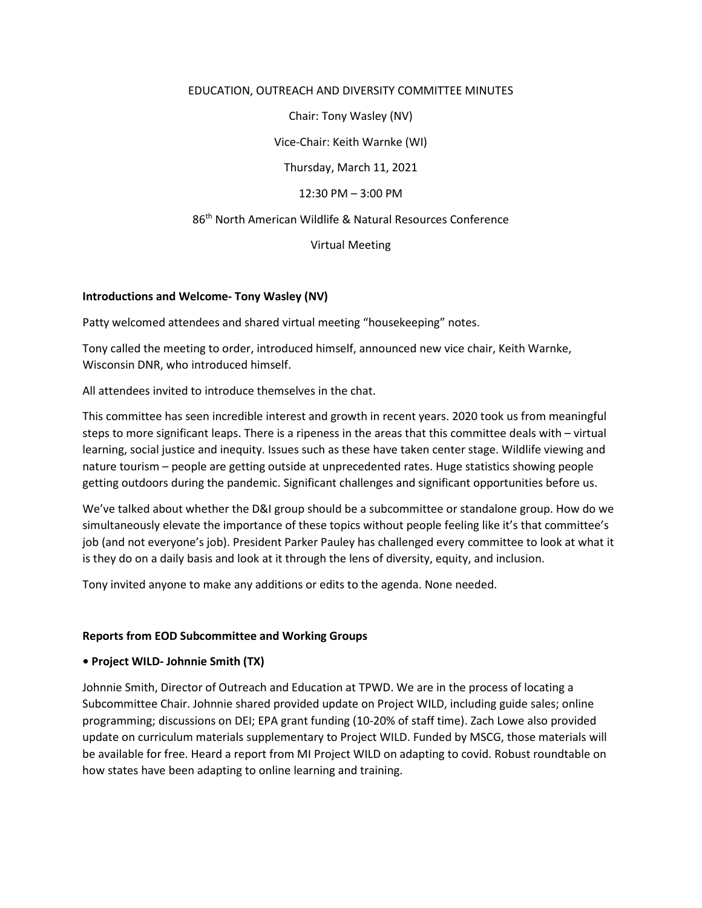# EDUCATION, OUTREACH AND DIVERSITY COMMITTEE MINUTES

Chair: Tony Wasley (NV)

Vice-Chair: Keith Warnke (WI)

Thursday, March 11, 2021

12:30 PM – 3:00 PM

86th North American Wildlife & Natural Resources Conference

Virtual Meeting

**Introductions and Welcome- Tony Wasley (NV)**

Patty welcomed attendees and shared virtual meeting "housekeeping" notes.

Tony called the meeting to order, introduced himself, announced new vice chair, Keith Warnke, Wisconsin DNR, who introduced himself.

All attendees invited to introduce themselves in the chat.

This committee has seen incredible interest and growth in recent years. 2020 took us from meaningful steps to more significant leaps. There is a ripeness in the areas that this committee deals with – virtual learning, social justice and inequity. Issues such as these have taken center stage. Wildlife viewing and nature tourism – people are getting outside at unprecedented rates. Huge statistics showing people getting outdoors during the pandemic. Significant challenges and significant opportunities before us.

We've talked about whether the D&I group should be a subcommittee or standalone group. How do we simultaneously elevate the importance of these topics without people feeling like it's that committee's job (and not everyone's job). President Parker Pauley has challenged every committee to look at what it is they do on a daily basis and look at it through the lens of diversity, equity, and inclusion.

Tony invited anyone to make any additions or edits to the agenda. None needed.

**Reports from EOD Subcommittee and Working Groups**

**• Project WILD- Johnnie Smith (TX)**

Johnnie Smith, Director of Outreach and Education at TPWD. We are in the process of locating a Subcommittee Chair. Johnnie shared provided update on Project WILD, including guide sales; online programming; discussions on DEI; EPA grant funding (10-20% of staff time). Zach Lowe also provided update on curriculum materials supplementary to Project WILD. Funded by MSCG, those materials will be available for free. Heard a report from MI Project WILD on adapting to covid. Robust roundtable on how states have been adapting to online learning and training.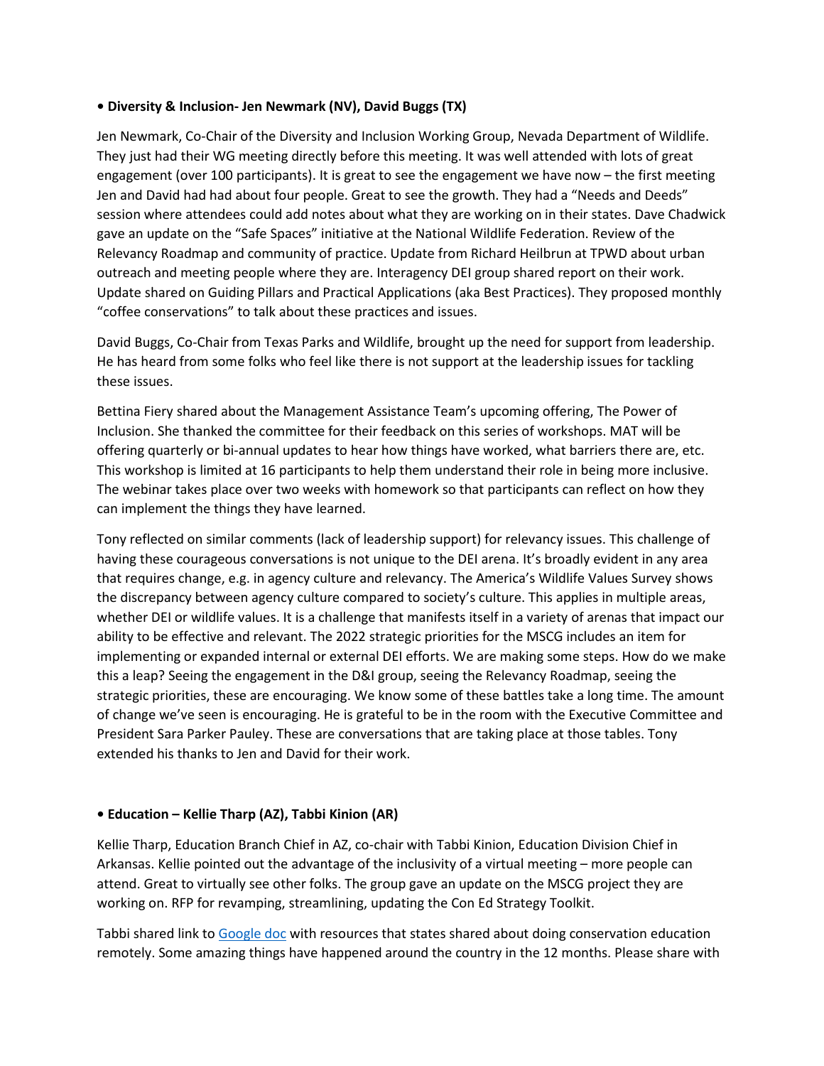**• Diversity & Inclusion- Jen Newmark (NV), David Buggs (TX)**

Jen Newmark, Co-Chair of the Diversity and Inclusion Working Group, Nevada Department of Wildlife. They just had their WG meeting directly before this meeting. It was well attended with lots of great engagement (over 100 participants). It is great to see the engagement we have now – the first meeting Jen and David had had about four people. Great to see the growth. They had a "Needs and Deeds" session where attendees could add notes about what they are working on in their states. Dave Chadwick gave an update on the "Safe Spaces" initiative at the National Wildlife Federation. Review of the Relevancy Roadmap and community of practice. Update from Richard Heilbrun at TPWD about urban outreach and meeting people where they are. Interagency DEI group shared report on their work. Update shared on Guiding Pillars and Practical Applications (aka Best Practices). They proposed monthly "coffee conservations" to talk about these practices and issues.

David Buggs, Co-Chair from Texas Parks and Wildlife, brought up the need for support from leadership. He has heard from some folks who feel like there is not support at the leadership issues for tackling these issues.

Bettina Fiery shared about the Management Assistance Team's upcoming offering, The Power of Inclusion. She thanked the committee for their feedback on this series of workshops. MAT will be offering quarterly or bi-annual updates to hear how things have worked, what barriers there are, etc. This workshop is limited at 16 participants to help them understand their role in being more inclusive. The webinar takes place over two weeks with homework so that participants can reflect on how they can implement the things they have learned.

Tony reflected on similar comments (lack of leadership support) for relevancy issues. This challenge of having these courageous conversations is not unique to the DEI arena. It's broadly evident in any area that requires change, e.g. in agency culture and relevancy. The America's Wildlife Values Survey shows the discrepancy between agency culture compared to society's culture. This applies in multiple areas, whether DEI or wildlife values. It is a challenge that manifests itself in a variety of arenas that impact our ability to be effective and relevant. The 2022 strategic priorities for the MSCG includes an item for implementing or expanded internal or external DEI efforts. We are making some steps. How do we make this a leap? Seeing the engagement in the D&I group, seeing the Relevancy Roadmap, seeing the strategic priorities, these are encouraging. We know some of these battles take a long time. The amount of change we've seen is encouraging. He is grateful to be in the room with the Executive Committee and President Sara Parker Pauley. These are conversations that are taking place at those tables. Tony extended his thanks to Jen and David for their work.

**• Education – Kellie Tharp (AZ), Tabbi Kinion (AR)**

Kellie Tharp, Education Branch Chief in AZ, co-chair with Tabbi Kinion, Education Division Chief in Arkansas. Kellie pointed out the advantage of the inclusivity of a virtual meeting – more people can attend. Great to virtually see other folks. The group gave an update on the MSCG project they are working on. RFP for revamping, streamlining, updating the Con Ed Strategy Toolkit.

Tabbi shared link to Google doc with resources that states shared about doing conservation education remotely. Some amazing things have happened around the country in the 12 months. Please share with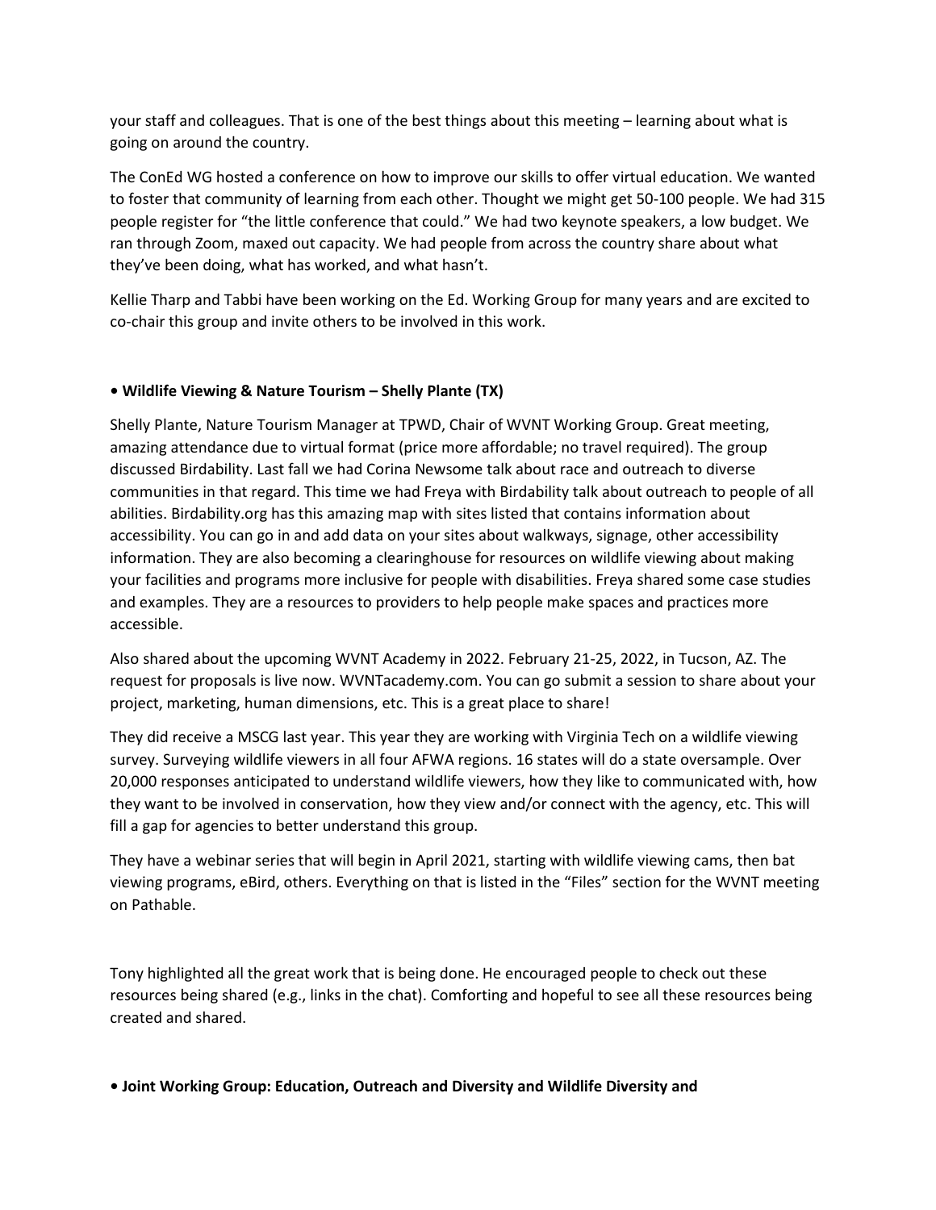your staff and colleagues. That is one of the best things about this meeting – learning about what is going on around the country.

The ConEd WG hosted a conference on how to improve our skills to offer virtual education. We wanted to foster that community of learning from each other. Thought we might get 50-100 people. We had 315 people register for "the little conference that could." We had two keynote speakers, a low budget. We ran through Zoom, maxed out capacity. We had people from across the country share about what they've been doing, what has worked, and what hasn't.

Kellie Tharp and Tabbi have been working on the Ed. Working Group for many years and are excited to co-chair this group and invite others to be involved in this work.

**• Wildlife Viewing & Nature Tourism – Shelly Plante (TX)**

Shelly Plante, Nature Tourism Manager at TPWD, Chair of WVNT Working Group. Great meeting, amazing attendance due to virtual format (price more affordable; no travel required). The group discussed Birdability. Last fall we had Corina Newsome talk about race and outreach to diverse communities in that regard. This time we had Freya with Birdability talk about outreach to people of all abilities. Birdability.org has this amazing map with sites listed that contains information about accessibility. You can go in and add data on your sites about walkways, signage, other accessibility information. They are also becoming a clearinghouse for resources on wildlife viewing about making your facilities and programs more inclusive for people with disabilities. Freya shared some case studies and examples. They are a resources to providers to help people make spaces and practices more accessible.

Also shared about the upcoming WVNT Academy in 2022. February 21-25, 2022, in Tucson, AZ. The request for proposals is live now. WVNTacademy.com. You can go submit a session to share about your project, marketing, human dimensions, etc. This is a great place to share!

They did receive a MSCG last year. This year they are working with Virginia Tech on a wildlife viewing survey. Surveying wildlife viewers in all four AFWA regions. 16 states will do a state oversample. Over 20,000 responses anticipated to understand wildlife viewers, how they like to communicated with, how they want to be involved in conservation, how they view and/or connect with the agency, etc. This will fill a gap for agencies to better understand this group.

They have a webinar series that will begin in April 2021, starting with wildlife viewing cams, then bat viewing programs, eBird, others. Everything on that is listed in the "Files" section for the WVNT meeting on Pathable.

Tony highlighted all the great work that is being done. He encouraged people to check out these resources being shared (e.g., links in the chat). Comforting and hopeful to see all these resources being created and shared.

**• Joint Working Group: Education, Outreach and Diversity and Wildlife Diversity and**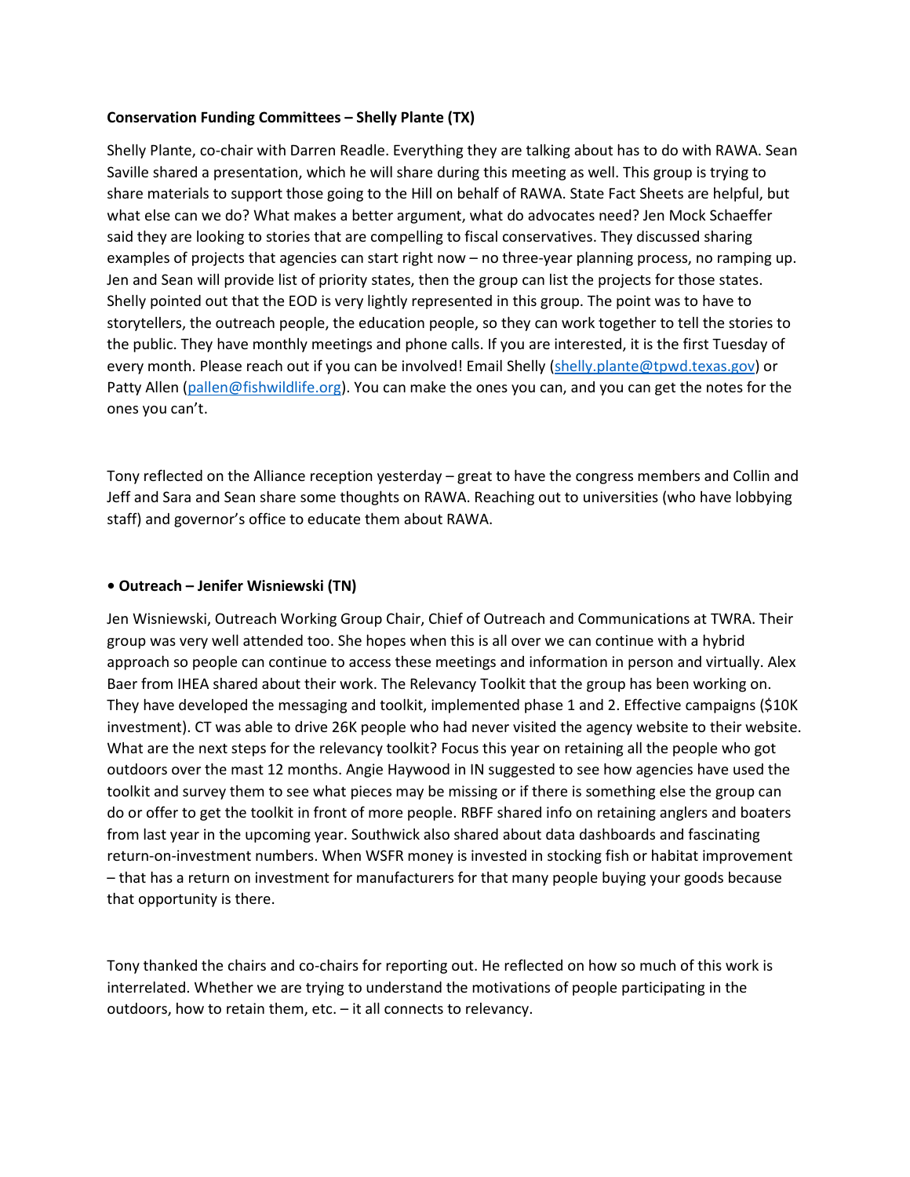**Conservation Funding Committees – Shelly Plante (TX)**

Shelly Plante, co-chair with Darren Readle. Everything they are talking about has to do with RAWA. Sean Saville shared a presentation, which he will share during this meeting as well. This group is trying to share materials to support those going to the Hill on behalf of RAWA. State Fact Sheets are helpful, but what else can we do? What makes a better argument, what do advocates need? Jen Mock Schaeffer said they are looking to stories that are compelling to fiscal conservatives. They discussed sharing examples of projects that agencies can start right now – no three-year planning process, no ramping up. Jen and Sean will provide list of priority states, then the group can list the projects for those states. Shelly pointed out that the EOD is very lightly represented in this group. The point was to have to storytellers, the outreach people, the education people, so they can work together to tell the stories to the public. They have monthly meetings and phone calls. If you are interested, it is the first Tuesday of every month. Please reach out if you can be involved! Email Shelly (shelly.plante@tpwd.texas.gov) or Patty Allen (pallen@fishwildlife.org). You can make the ones you can, and you can get the notes for the ones you can't.

Tony reflected on the Alliance reception yesterday – great to have the congress members and Collin and Jeff and Sara and Sean share some thoughts on RAWA. Reaching out to universities (who have lobbying staff) and governor's office to educate them about RAWA.

**• Outreach – Jenifer Wisniewski (TN)**

Jen Wisniewski, Outreach Working Group Chair, Chief of Outreach and Communications at TWRA. Their group was very well attended too. She hopes when this is all over we can continue with a hybrid approach so people can continue to access these meetings and information in person and virtually. Alex Baer from IHEA shared about their work. The Relevancy Toolkit that the group has been working on. They have developed the messaging and toolkit, implemented phase 1 and 2. Effective campaigns ($10K investment). CT was able to drive 26K people who had never visited the agency website to their website. What are the next steps for the relevancy toolkit? Focus this year on retaining all the people who got outdoors over the mast 12 months. Angie Haywood in IN suggested to see how agencies have used the toolkit and survey them to see what pieces may be missing or if there is something else the group can do or offer to get the toolkit in front of more people. RBFF shared info on retaining anglers and boaters from last year in the upcoming year. Southwick also shared about data dashboards and fascinating return-on-investment numbers. When WSFR money is invested in stocking fish or habitat improvement – that has a return on investment for manufacturers for that many people buying your goods because that opportunity is there.

Tony thanked the chairs and co-chairs for reporting out. He reflected on how so much of this work is interrelated. Whether we are trying to understand the motivations of people participating in the outdoors, how to retain them, etc. – it all connects to relevancy.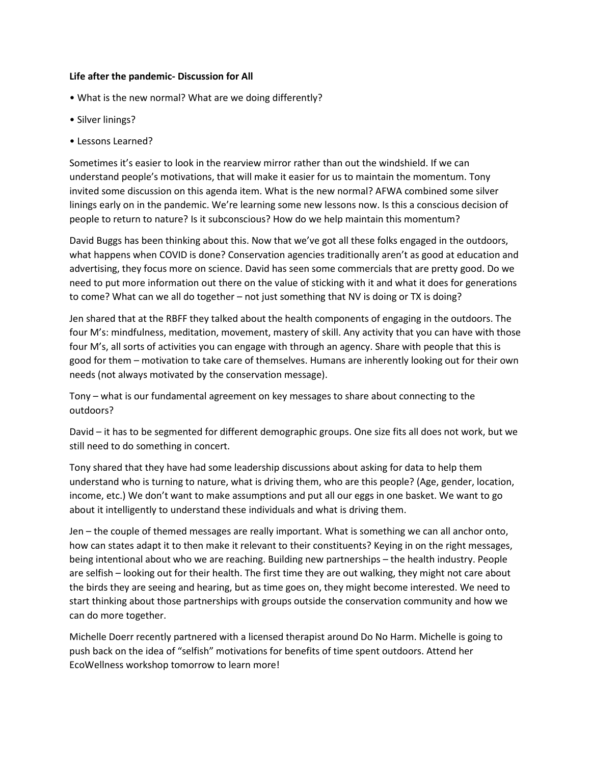**Life after the pandemic- Discussion for All**

- What is the new normal? What are we doing differently?
- Silver linings?
- Lessons Learned?

Sometimes it's easier to look in the rearview mirror rather than out the windshield. If we can understand people's motivations, that will make it easier for us to maintain the momentum. Tony invited some discussion on this agenda item. What is the new normal? AFWA combined some silver linings early on in the pandemic. We're learning some new lessons now. Is this a conscious decision of people to return to nature? Is it subconscious? How do we help maintain this momentum?

David Buggs has been thinking about this. Now that we've got all these folks engaged in the outdoors, what happens when COVID is done? Conservation agencies traditionally aren't as good at education and advertising, they focus more on science. David has seen some commercials that are pretty good. Do we need to put more information out there on the value of sticking with it and what it does for generations to come? What can we all do together – not just something that NV is doing or TX is doing?

Jen shared that at the RBFF they talked about the health components of engaging in the outdoors. The four M's: mindfulness, meditation, movement, mastery of skill. Any activity that you can have with those four M's, all sorts of activities you can engage with through an agency. Share with people that this is good for them – motivation to take care of themselves. Humans are inherently looking out for their own needs (not always motivated by the conservation message).

Tony – what is our fundamental agreement on key messages to share about connecting to the outdoors?

David – it has to be segmented for different demographic groups. One size fits all does not work, but we still need to do something in concert.

Tony shared that they have had some leadership discussions about asking for data to help them understand who is turning to nature, what is driving them, who are this people? (Age, gender, location, income, etc.) We don't want to make assumptions and put all our eggs in one basket. We want to go about it intelligently to understand these individuals and what is driving them.

Jen – the couple of themed messages are really important. What is something we can all anchor onto, how can states adapt it to then make it relevant to their constituents? Keying in on the right messages, being intentional about who we are reaching. Building new partnerships – the health industry. People are selfish – looking out for their health. The first time they are out walking, they might not care about the birds they are seeing and hearing, but as time goes on, they might become interested. We need to start thinking about those partnerships with groups outside the conservation community and how we can do more together.

Michelle Doerr recently partnered with a licensed therapist around Do No Harm. Michelle is going to push back on the idea of "selfish" motivations for benefits of time spent outdoors. Attend her EcoWellness workshop tomorrow to learn more!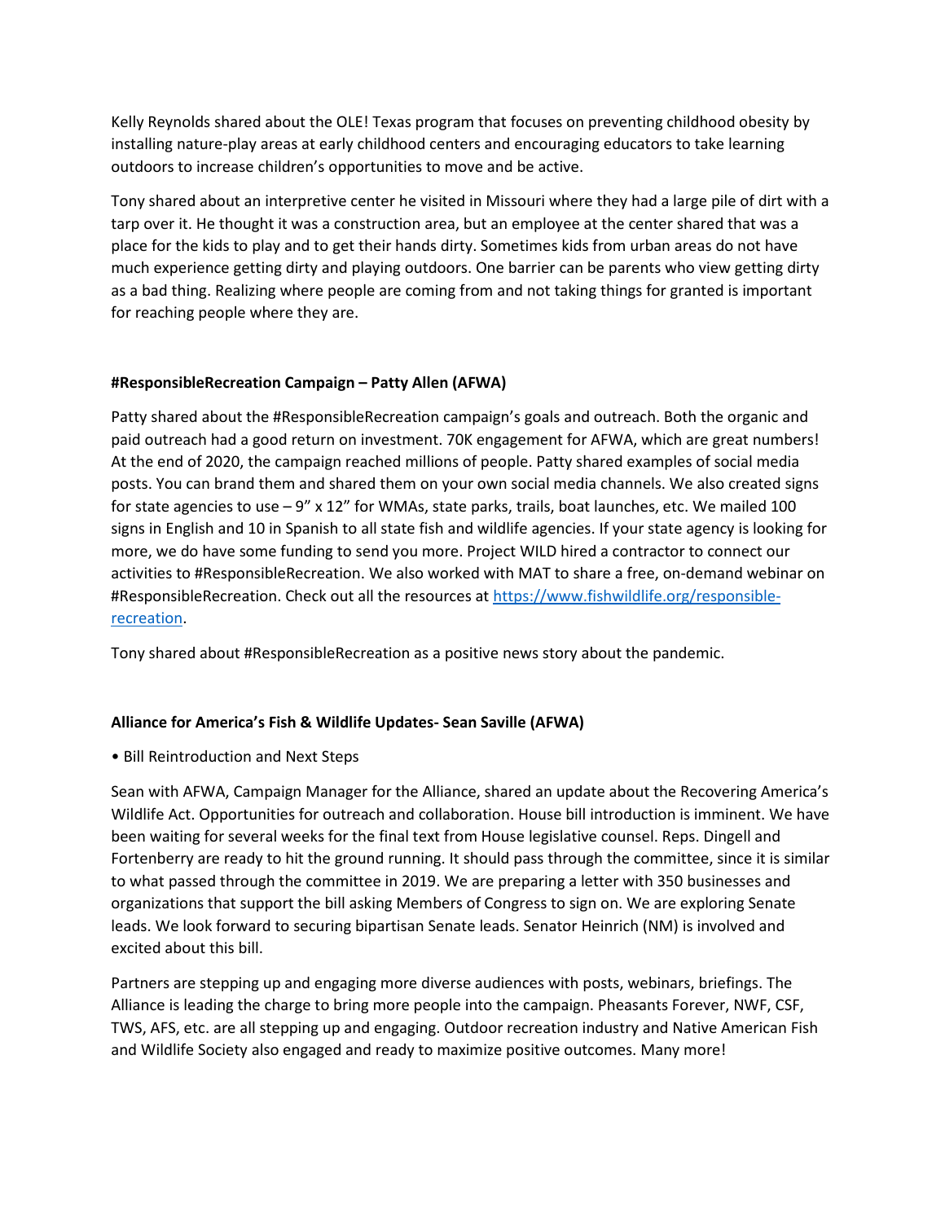Kelly Reynolds shared about the OLE! Texas program that focuses on preventing childhood obesity by installing nature-play areas at early childhood centers and encouraging educators to take learning outdoors to increase children's opportunities to move and be active.

Tony shared about an interpretive center he visited in Missouri where they had a large pile of dirt with a tarp over it. He thought it was a construction area, but an employee at the center shared that was a place for the kids to play and to get their hands dirty. Sometimes kids from urban areas do not have much experience getting dirty and playing outdoors. One barrier can be parents who view getting dirty as a bad thing. Realizing where people are coming from and not taking things for granted is important for reaching people where they are.

**#ResponsibleRecreation Campaign – Patty Allen (AFWA)**

Patty shared about the #ResponsibleRecreation campaign's goals and outreach. Both the organic and paid outreach had a good return on investment. 70K engagement for AFWA, which are great numbers! At the end of 2020, the campaign reached millions of people. Patty shared examples of social media posts. You can brand them and shared them on your own social media channels. We also created signs for state agencies to use – 9" x 12" for WMAs, state parks, trails, boat launches, etc. We mailed 100 signs in English and 10 in Spanish to all state fish and wildlife agencies. If your state agency is looking for more, we do have some funding to send you more. Project WILD hired a contractor to connect our activities to #ResponsibleRecreation. We also worked with MAT to share a free, on-demand webinar on #ResponsibleRecreation. Check out all the resources at [https://www.fishwildlife.org/responsible-recreation](https://www.fishwildlife.org/responsible-recreation).

Tony shared about #ResponsibleRecreation as a positive news story about the pandemic.

**Alliance for America's Fish & Wildlife Updates- Sean Saville (AFWA)**

- Bill Reintroduction and Next Steps

Sean with AFWA, Campaign Manager for the Alliance, shared an update about the Recovering America's Wildlife Act. Opportunities for outreach and collaboration. House bill introduction is imminent. We have been waiting for several weeks for the final text from House legislative counsel. Reps. Dingell and Fortenberry are ready to hit the ground running. It should pass through the committee, since it is similar to what passed through the committee in 2019. We are preparing a letter with 350 businesses and organizations that support the bill asking Members of Congress to sign on. We are exploring Senate leads. We look forward to securing bipartisan Senate leads. Senator Heinrich (NM) is involved and excited about this bill.

Partners are stepping up and engaging more diverse audiences with posts, webinars, briefings. The Alliance is leading the charge to bring more people into the campaign. Pheasants Forever, NWF, CSF, TWS, AFS, etc. are all stepping up and engaging. Outdoor recreation industry and Native American Fish and Wildlife Society also engaged and ready to maximize positive outcomes. Many more!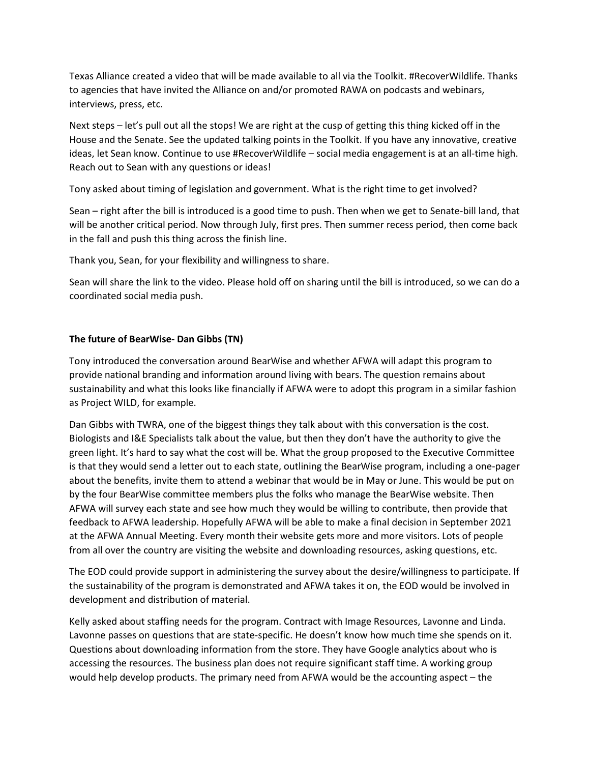Texas Alliance created a video that will be made available to all via the Toolkit. #RecoverWildlife. Thanks to agencies that have invited the Alliance on and/or promoted RAWA on podcasts and webinars, interviews, press, etc.

Next steps – let's pull out all the stops! We are right at the cusp of getting this thing kicked off in the House and the Senate. See the updated talking points in the Toolkit. If you have any innovative, creative ideas, let Sean know. Continue to use #RecoverWildlife – social media engagement is at an all-time high. Reach out to Sean with any questions or ideas!

Tony asked about timing of legislation and government. What is the right time to get involved?

Sean – right after the bill is introduced is a good time to push. Then when we get to Senate-bill land, that will be another critical period. Now through July, first pres. Then summer recess period, then come back in the fall and push this thing across the finish line.

Thank you, Sean, for your flexibility and willingness to share.

Sean will share the link to the video. Please hold off on sharing until the bill is introduced, so we can do a coordinated social media push.

**The future of BearWise- Dan Gibbs (TN)**

Tony introduced the conversation around BearWise and whether AFWA will adapt this program to provide national branding and information around living with bears. The question remains about sustainability and what this looks like financially if AFWA were to adopt this program in a similar fashion as Project WILD, for example.

Dan Gibbs with TWRA, one of the biggest things they talk about with this conversation is the cost. Biologists and I&E Specialists talk about the value, but then they don't have the authority to give the green light. It's hard to say what the cost will be. What the group proposed to the Executive Committee is that they would send a letter out to each state, outlining the BearWise program, including a one-pager about the benefits, invite them to attend a webinar that would be in May or June. This would be put on by the four BearWise committee members plus the folks who manage the BearWise website. Then AFWA will survey each state and see how much they would be willing to contribute, then provide that feedback to AFWA leadership. Hopefully AFWA will be able to make a final decision in September 2021 at the AFWA Annual Meeting. Every month their website gets more and more visitors. Lots of people from all over the country are visiting the website and downloading resources, asking questions, etc.

The EOD could provide support in administering the survey about the desire/willingness to participate. If the sustainability of the program is demonstrated and AFWA takes it on, the EOD would be involved in development and distribution of material.

Kelly asked about staffing needs for the program. Contract with Image Resources, Lavonne and Linda. Lavonne passes on questions that are state-specific. He doesn't know how much time she spends on it. Questions about downloading information from the store. They have Google analytics about who is accessing the resources. The business plan does not require significant staff time. A working group would help develop products. The primary need from AFWA would be the accounting aspect – the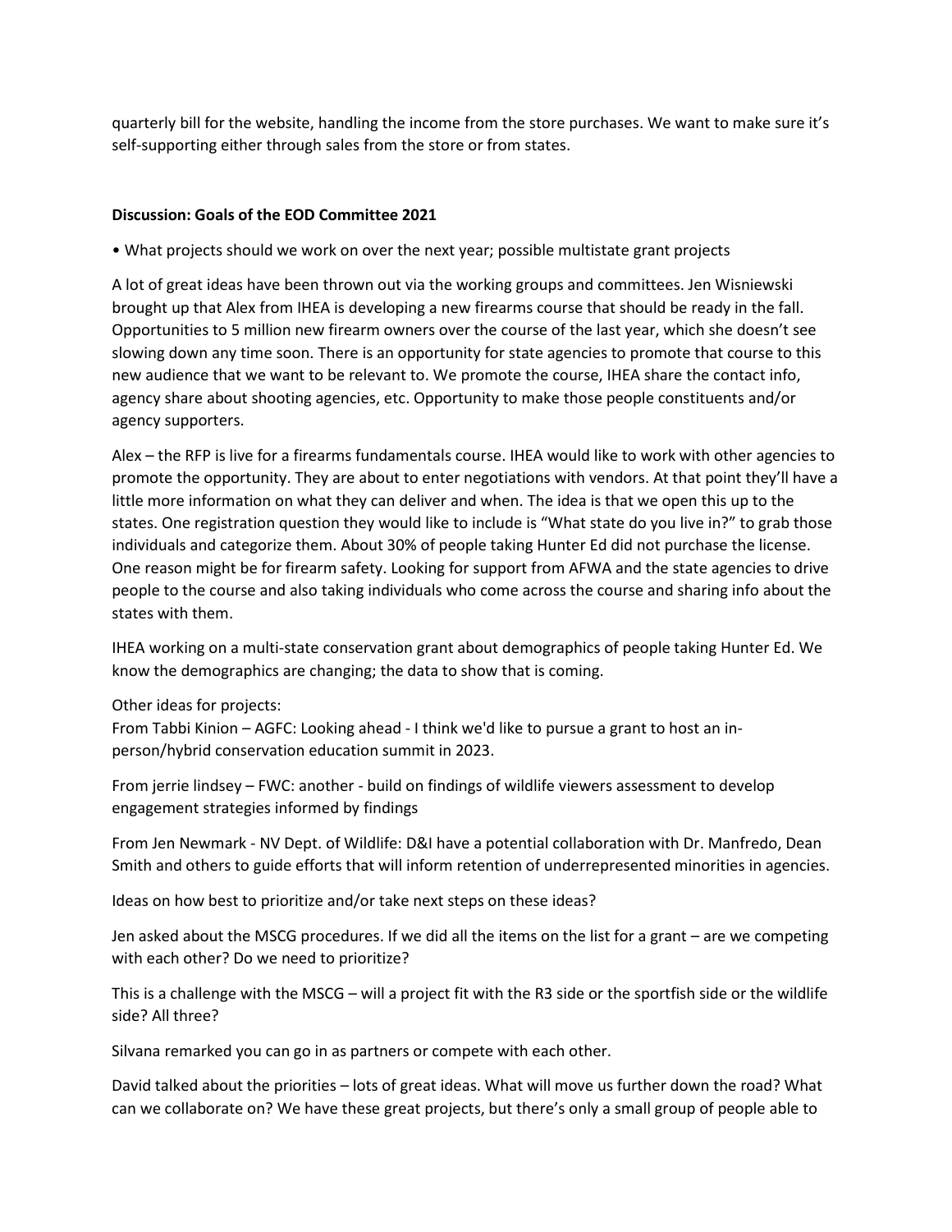quarterly bill for the website, handling the income from the store purchases. We want to make sure it's self-supporting either through sales from the store or from states.

**Discussion: Goals of the EOD Committee 2021**

• What projects should we work on over the next year; possible multistate grant projects

A lot of great ideas have been thrown out via the working groups and committees. Jen Wisniewski brought up that Alex from IHEA is developing a new firearms course that should be ready in the fall. Opportunities to 5 million new firearm owners over the course of the last year, which she doesn't see slowing down any time soon. There is an opportunity for state agencies to promote that course to this new audience that we want to be relevant to. We promote the course, IHEA share the contact info, agency share about shooting agencies, etc. Opportunity to make those people constituents and/or agency supporters.

Alex – the RFP is live for a firearms fundamentals course. IHEA would like to work with other agencies to promote the opportunity. They are about to enter negotiations with vendors. At that point they'll have a little more information on what they can deliver and when. The idea is that we open this up to the states. One registration question they would like to include is "What state do you live in?" to grab those individuals and categorize them. About 30% of people taking Hunter Ed did not purchase the license. One reason might be for firearm safety. Looking for support from AFWA and the state agencies to drive people to the course and also taking individuals who come across the course and sharing info about the states with them.

IHEA working on a multi-state conservation grant about demographics of people taking Hunter Ed. We know the demographics are changing; the data to show that is coming.

Other ideas for projects:
From Tabbi Kinion – AGFC: Looking ahead - I think we'd like to pursue a grant to host an in-person/hybrid conservation education summit in 2023.

From jerrie lindsey – FWC: another - build on findings of wildlife viewers assessment to develop engagement strategies informed by findings

From Jen Newmark - NV Dept. of Wildlife: D&I have a potential collaboration with Dr. Manfredo, Dean Smith and others to guide efforts that will inform retention of underrepresented minorities in agencies.

Ideas on how best to prioritize and/or take next steps on these ideas?

Jen asked about the MSCG procedures. If we did all the items on the list for a grant – are we competing with each other? Do we need to prioritize?

This is a challenge with the MSCG – will a project fit with the R3 side or the sportfish side or the wildlife side? All three?

Silvana remarked you can go in as partners or compete with each other.

David talked about the priorities – lots of great ideas. What will move us further down the road? What can we collaborate on? We have these great projects, but there's only a small group of people able to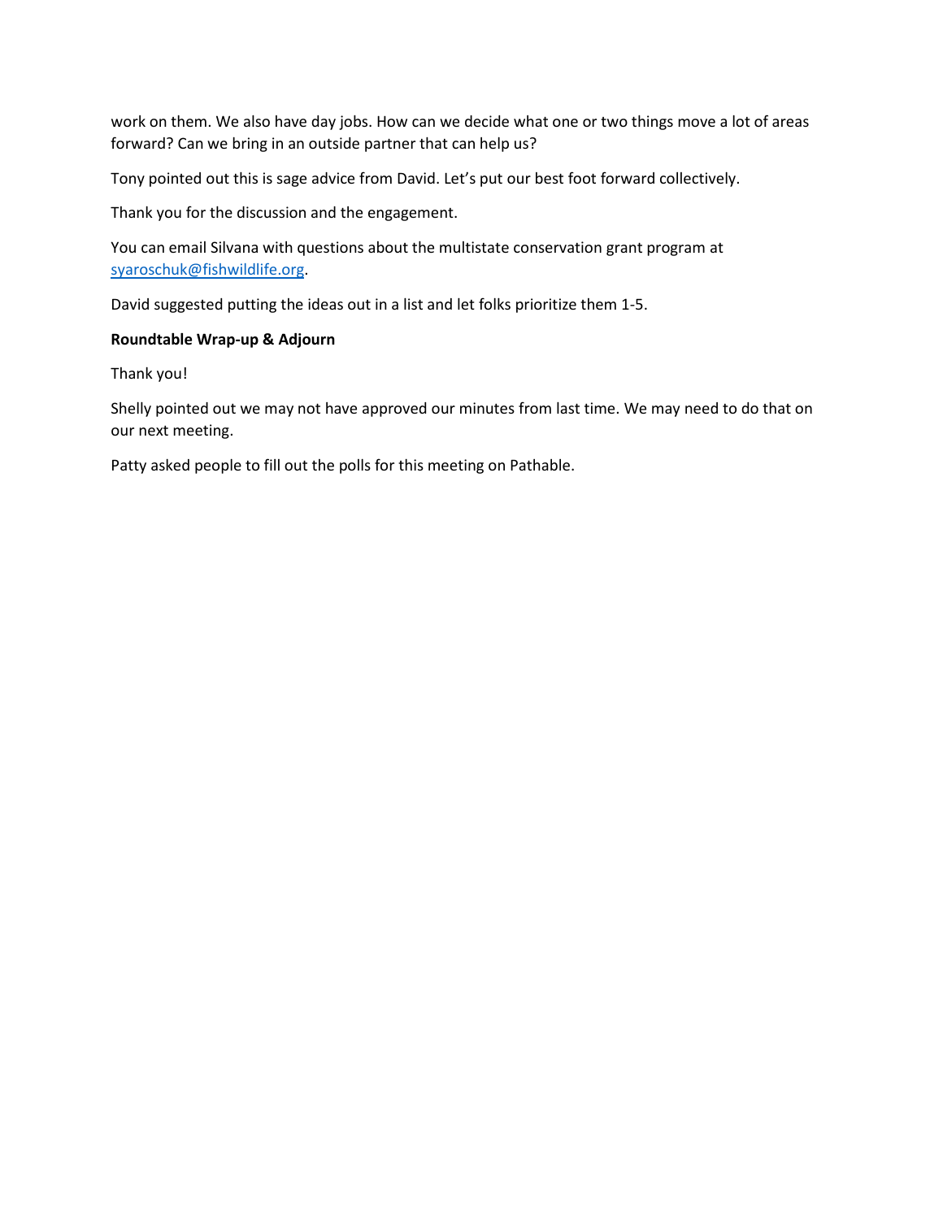work on them. We also have day jobs. How can we decide what one or two things move a lot of areas forward? Can we bring in an outside partner that can help us?

Tony pointed out this is sage advice from David. Let's put our best foot forward collectively.

Thank you for the discussion and the engagement.

You can email Silvana with questions about the multistate conservation grant program at [syaroschuk@fishwildlife.org](mailto:syaroschuk@fishwildlife.org).

David suggested putting the ideas out in a list and let folks prioritize them 1-5.

**Roundtable Wrap-up & Adjourn**

Thank you!

Shelly pointed out we may not have approved our minutes from last time. We may need to do that on our next meeting.

Patty asked people to fill out the polls for this meeting on Pathable.